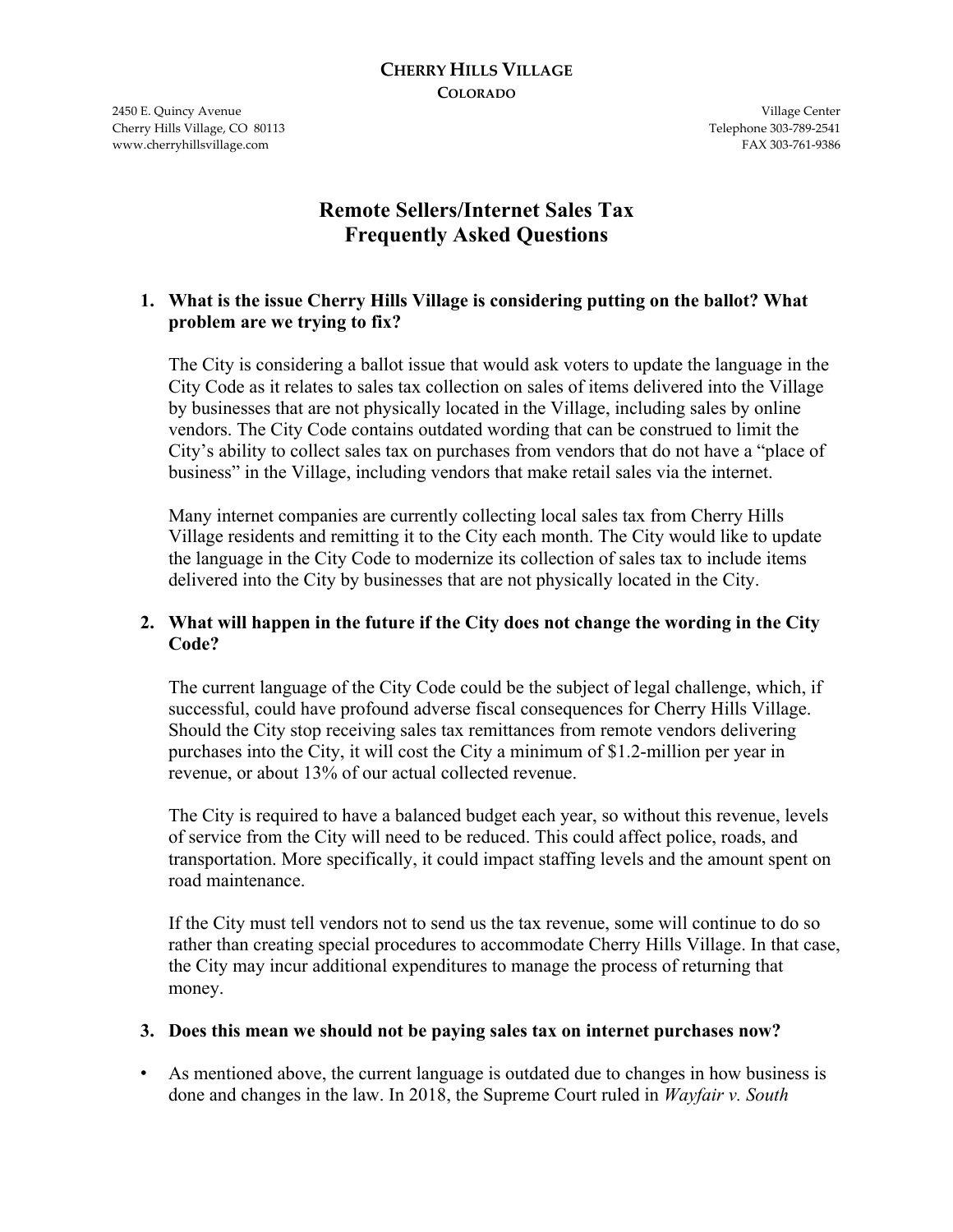**CHERRY HILLS VILLAGE**
**COLORADO**

2450 E. Quincy Avenue
Cherry Hills Village, CO 80113
www.cherryhillsvillage.com

Village Center
Telephone 303-789-2541
FAX 303-761-9386

# Remote Sellers/Internet Sales Tax Frequently Asked Questions

**1. What is the issue Cherry Hills Village is considering putting on the ballot? What problem are we trying to fix?**

The City is considering a ballot issue that would ask voters to update the language in the City Code as it relates to sales tax collection on sales of items delivered into the Village by businesses that are not physically located in the Village, including sales by online vendors. The City Code contains outdated wording that can be construed to limit the City's ability to collect sales tax on purchases from vendors that do not have a "place of business" in the Village, including vendors that make retail sales via the internet.

Many internet companies are currently collecting local sales tax from Cherry Hills Village residents and remitting it to the City each month. The City would like to update the language in the City Code to modernize its collection of sales tax to include items delivered into the City by businesses that are not physically located in the City.

**2. What will happen in the future if the City does not change the wording in the City Code?**

The current language of the City Code could be the subject of legal challenge, which, if successful, could have profound adverse fiscal consequences for Cherry Hills Village. Should the City stop receiving sales tax remittances from remote vendors delivering purchases into the City, it will cost the City a minimum of $1.2-million per year in revenue, or about 13% of our actual collected revenue.

The City is required to have a balanced budget each year, so without this revenue, levels of service from the City will need to be reduced. This could affect police, roads, and transportation. More specifically, it could impact staffing levels and the amount spent on road maintenance.

If the City must tell vendors not to send us the tax revenue, some will continue to do so rather than creating special procedures to accommodate Cherry Hills Village. In that case, the City may incur additional expenditures to manage the process of returning that money.

**3. Does this mean we should not be paying sales tax on internet purchases now?**

- As mentioned above, the current language is outdated due to changes in how business is done and changes in the law. In 2018, the Supreme Court ruled in *Wayfair v. South*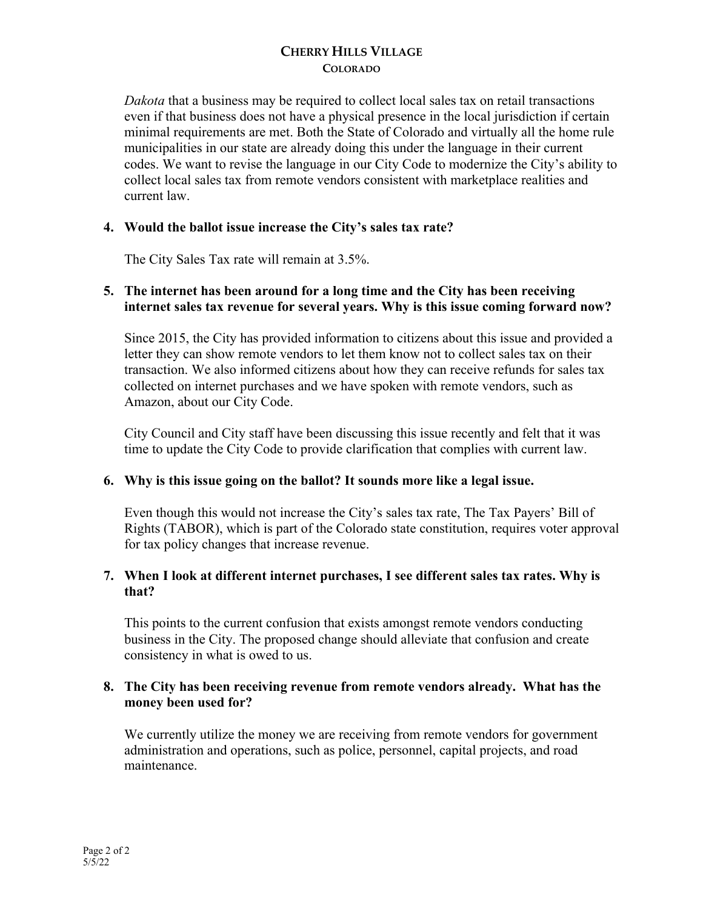*Dakota* that a business may be required to collect local sales tax on retail transactions even if that business does not have a physical presence in the local jurisdiction if certain minimal requirements are met. Both the State of Colorado and virtually all the home rule municipalities in our state are already doing this under the language in their current codes. We want to revise the language in our City Code to modernize the City's ability to collect local sales tax from remote vendors consistent with marketplace realities and current law.

**4. Would the ballot issue increase the City's sales tax rate?**

The City Sales Tax rate will remain at 3.5%.

**5. The internet has been around for a long time and the City has been receiving internet sales tax revenue for several years. Why is this issue coming forward now?**

Since 2015, the City has provided information to citizens about this issue and provided a letter they can show remote vendors to let them know not to collect sales tax on their transaction. We also informed citizens about how they can receive refunds for sales tax collected on internet purchases and we have spoken with remote vendors, such as Amazon, about our City Code.

City Council and City staff have been discussing this issue recently and felt that it was time to update the City Code to provide clarification that complies with current law.

**6. Why is this issue going on the ballot? It sounds more like a legal issue.**

Even though this would not increase the City's sales tax rate, The Tax Payers' Bill of Rights (TABOR), which is part of the Colorado state constitution, requires voter approval for tax policy changes that increase revenue.

**7. When I look at different internet purchases, I see different sales tax rates. Why is that?**

This points to the current confusion that exists amongst remote vendors conducting business in the City. The proposed change should alleviate that confusion and create consistency in what is owed to us.

**8. The City has been receiving revenue from remote vendors already. What has the money been used for?**

We currently utilize the money we are receiving from remote vendors for government administration and operations, such as police, personnel, capital projects, and road maintenance.